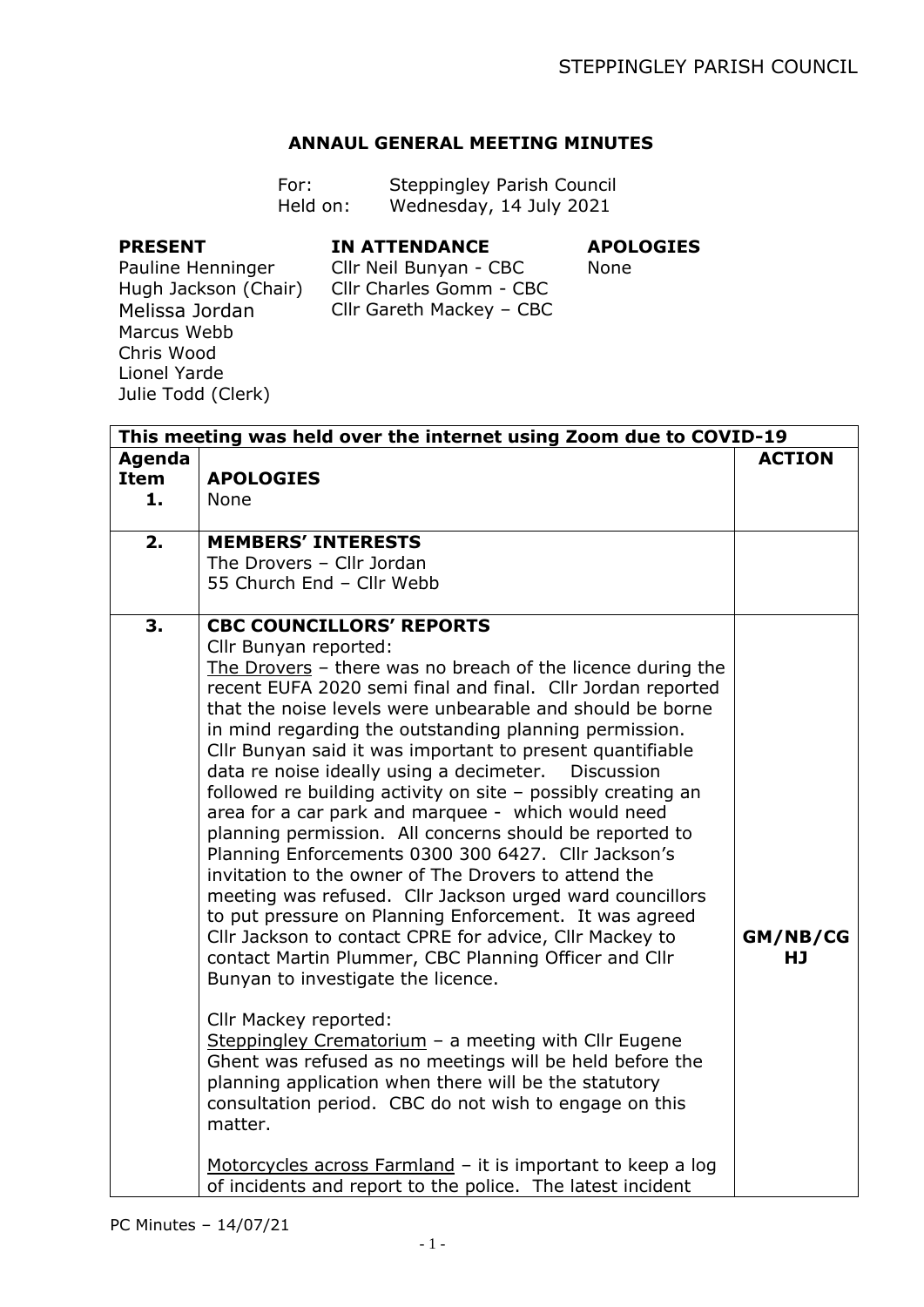## ANNAUL GENERAL MEETING MINUTES

For: Steppingley Parish Council
Held on: Wednesday, 14 July 2021

| PRESENT | IN ATTENDANCE | APOLOGIES |
|---|---|---|
| Pauline Henninger | Cllr Neil Bunyan - CBC | None |
| Hugh Jackson (Chair) | Cllr Charles Gomm - CBC | |
| Melissa Jordan | Cllr Gareth Mackey – CBC | |
| Marcus Webb | | |
| Chris Wood | | |
| Lionel Yarde | | |
| Julie Todd (Clerk) | | |

| This meeting was held over the internet using Zoom due to COVID-19 | | |
|---|---|---|
| **Agenda Item** | | **ACTION** |
| **1.** | **APOLOGIES**<br>None | |
| **2.** | **MEMBERS' INTERESTS**<br>The Drovers – Cllr Jordan<br>55 Church End – Cllr Webb | |
| **3.** | **CBC COUNCILLORS' REPORTS**<br>Cllr Bunyan reported:<br>The Drovers – there was no breach of the licence during the recent EUFA 2020 semi final and final. Cllr Jordan reported that the noise levels were unbearable and should be borne in mind regarding the outstanding planning permission. Cllr Bunyan said it was important to present quantifiable data re noise ideally using a decimeter. Discussion followed re building activity on site – possibly creating an area for a car park and marquee - which would need planning permission. All concerns should be reported to Planning Enforcements 0300 300 6427. Cllr Jackson's invitation to the owner of The Drovers to attend the meeting was refused. Cllr Jackson urged ward councillors to put pressure on Planning Enforcement. It was agreed Cllr Jackson to contact CPRE for advice, Cllr Mackey to contact Martin Plummer, CBC Planning Officer and Cllr Bunyan to investigate the licence.<br><br>Cllr Mackey reported:<br>Steppingley Crematorium – a meeting with Cllr Eugene Ghent was refused as no meetings will be held before the planning application when there will be the statutory consultation period. CBC do not wish to engage on this matter.<br><br>Motorcycles across Farmland – it is important to keep a log of incidents and report to the police. The latest incident | **GM/NB/CG HJ** |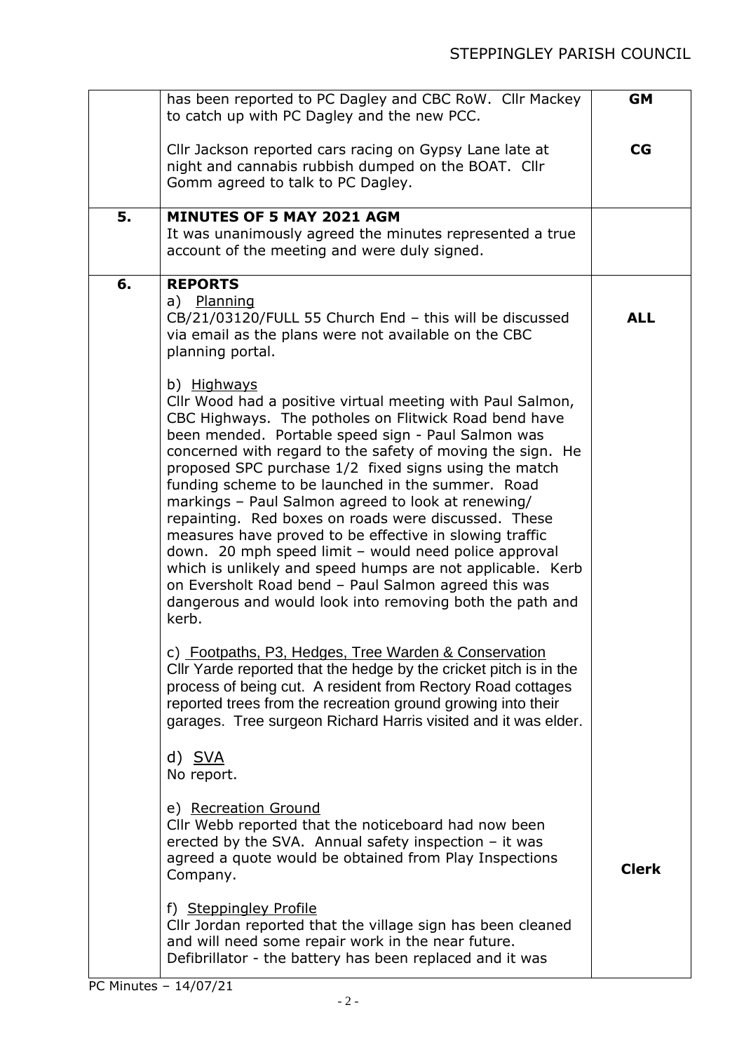| | | |
|---|---|---|
| | has been reported to PC Dagley and CBC RoW. Cllr Mackey to catch up with PC Dagley and the new PCC.<br><br>Cllr Jackson reported cars racing on Gypsy Lane late at night and cannabis rubbish dumped on the BOAT. Cllr Gomm agreed to talk to PC Dagley. | **GM**<br><br>**CG** |
| **5.** | **MINUTES OF 5 MAY 2021 AGM**<br>It was unanimously agreed the minutes represented a true account of the meeting and were duly signed. | |
| **6.** | **REPORTS**<br>a) Planning<br>CB/21/03120/FULL 55 Church End – this will be discussed via email as the plans were not available on the CBC planning portal.<br><br>b) Highways<br>Cllr Wood had a positive virtual meeting with Paul Salmon, CBC Highways. The potholes on Flitwick Road bend have been mended. Portable speed sign - Paul Salmon was concerned with regard to the safety of moving the sign. He proposed SPC purchase 1/2 fixed signs using the match funding scheme to be launched in the summer. Road markings – Paul Salmon agreed to look at renewing/ repainting. Red boxes on roads were discussed. These measures have proved to be effective in slowing traffic down. 20 mph speed limit – would need police approval which is unlikely and speed humps are not applicable. Kerb on Eversholt Road bend – Paul Salmon agreed this was dangerous and would look into removing both the path and kerb.<br><br>c) Footpaths, P3, Hedges, Tree Warden & Conservation<br>Cllr Yarde reported that the hedge by the cricket pitch is in the process of being cut. A resident from Rectory Road cottages reported trees from the recreation ground growing into their garages. Tree surgeon Richard Harris visited and it was elder.<br><br>d) SVA<br>No report.<br><br>e) Recreation Ground<br>Cllr Webb reported that the noticeboard had now been erected by the SVA. Annual safety inspection – it was agreed a quote would be obtained from Play Inspections Company.<br><br>f) Steppingley Profile<br>Cllr Jordan reported that the village sign has been cleaned and will need some repair work in the near future. Defibrillator - the battery has been replaced and it was | **ALL**<br><br><br><br><br><br><br><br><br><br><br><br><br><br><br><br><br><br><br><br><br><br><br><br><br><br><br>**Clerk** |

PC Minutes – 14/07/21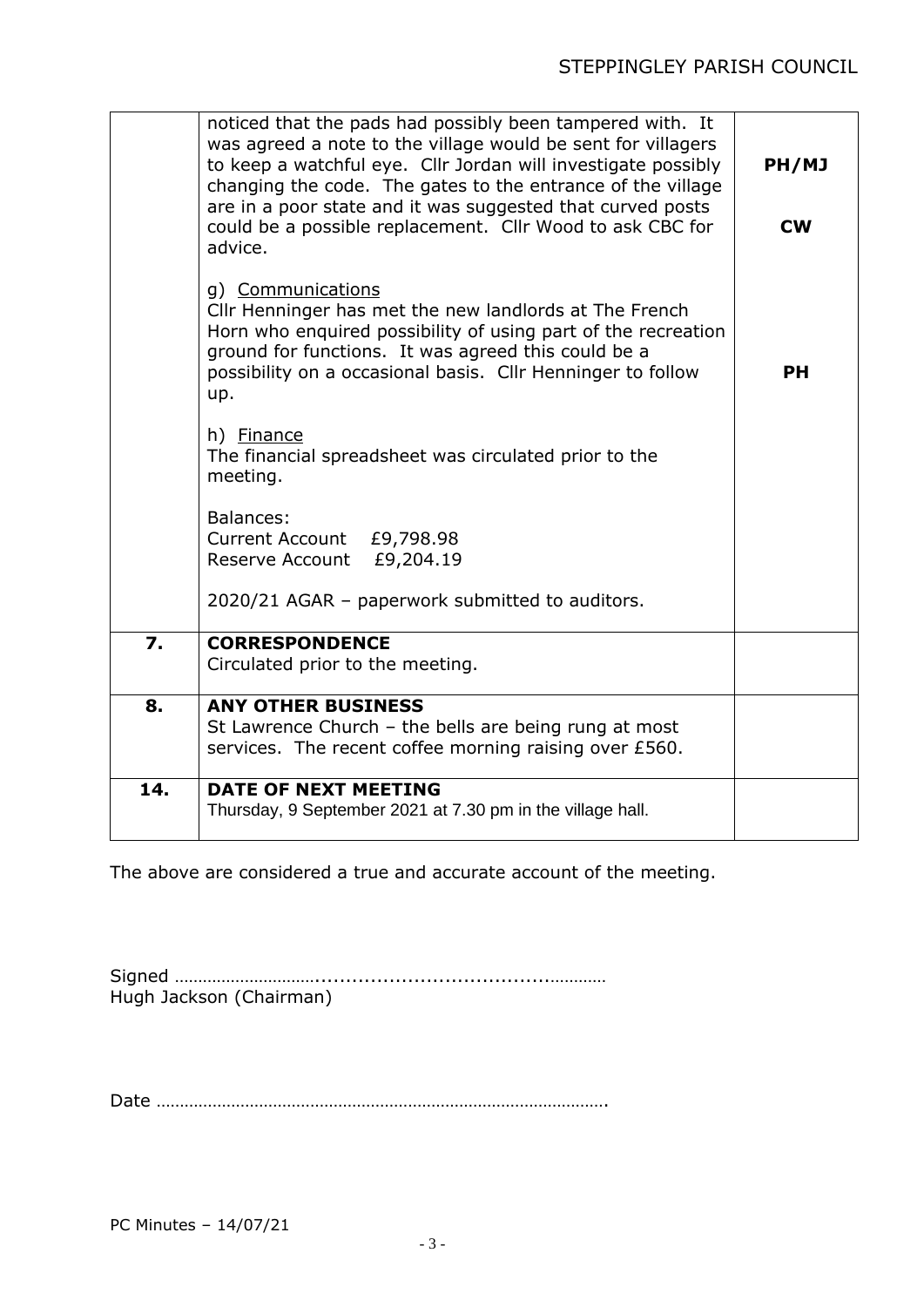| | | |
|---|---|---|
| | noticed that the pads had possibly been tampered with. It was agreed a note to the village would be sent for villagers to keep a watchful eye. Cllr Jordan will investigate possibly changing the code. The gates to the entrance of the village are in a poor state and it was suggested that curved posts could be a possible replacement. Cllr Wood to ask CBC for advice. | **PH/MJ** **CW** |
| | g) <u>Communications</u> Cllr Henninger has met the new landlords at The French Horn who enquired possibility of using part of the recreation ground for functions. It was agreed this could be a possibility on a occasional basis. Cllr Henninger to follow up. | **PH** |
| | h) <u>Finance</u> The financial spreadsheet was circulated prior to the meeting. Balances: Current Account £9,798.98 Reserve Account £9,204.19 2020/21 AGAR – paperwork submitted to auditors. | |
| **7.** | **CORRESPONDENCE** Circulated prior to the meeting. | |
| **8.** | **ANY OTHER BUSINESS** St Lawrence Church – the bells are being rung at most services. The recent coffee morning raising over £560. | |
| **14.** | **DATE OF NEXT MEETING** Thursday, 9 September 2021 at 7.30 pm in the village hall. | |

The above are considered a true and accurate account of the meeting.

Signed ………………………..............................................

Hugh Jackson (Chairman)

Date …………………………………………………………………………………….

PC Minutes – 14/07/21